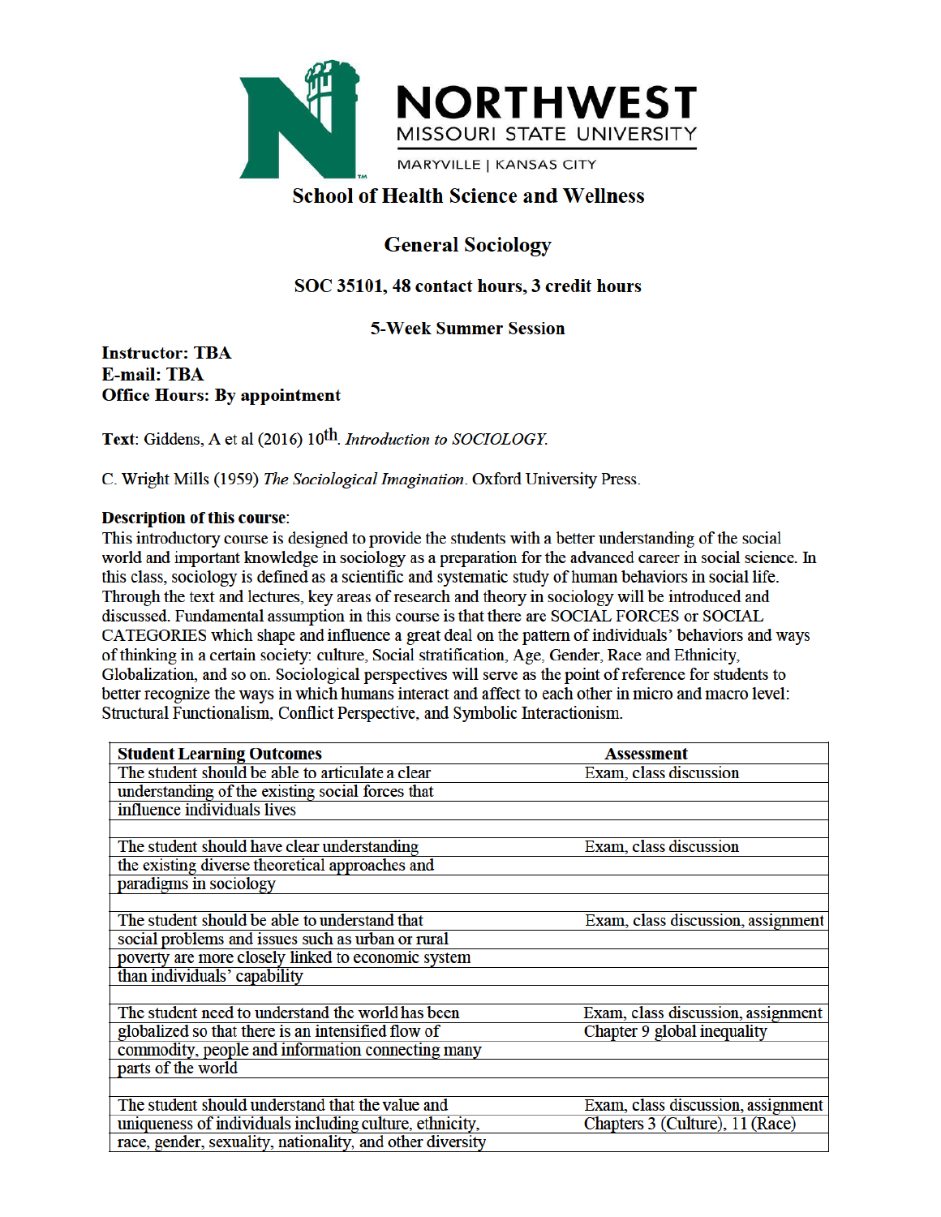# NORTHWEST
MISSOURI STATE UNIVERSITY
MARYVILLE | KANSAS CITY

## School of Health Science and Wellness

## General Sociology

### SOC 35101, 48 contact hours, 3 credit hours

### 5-Week Summer Session

**Instructor: TBA**
**E-mail: TBA**
**Office Hours: By appointment**

**Text**: Giddens, A et al (2016) 10th. *Introduction to SOCIOLOGY.*

C. Wright Mills (1959) *The Sociological Imagination*. Oxford University Press.

**Description of this course**:
This introductory course is designed to provide the students with a better understanding of the social world and important knowledge in sociology as a preparation for the advanced career in social science. In this class, sociology is defined as a scientific and systematic study of human behaviors in social life. Through the text and lectures, key areas of research and theory in sociology will be introduced and discussed. Fundamental assumption in this course is that there are SOCIAL FORCES or SOCIAL CATEGORIES which shape and influence a great deal on the pattern of individuals' behaviors and ways of thinking in a certain society: culture, Social stratification, Age, Gender, Race and Ethnicity, Globalization, and so on. Sociological perspectives will serve as the point of reference for students to better recognize the ways in which humans interact and affect to each other in micro and macro level: Structural Functionalism, Conflict Perspective, and Symbolic Interactionism.

| Student Learning Outcomes | Assessment |
|---|---|
| The student should be able to articulate a clear understanding of the existing social forces that influence individuals lives | Exam, class discussion |
| The student should have clear understanding the existing diverse theoretical approaches and paradigms in sociology | Exam, class discussion |
| The student should be able to understand that social problems and issues such as urban or rural poverty are more closely linked to economic system than individuals' capability | Exam, class discussion, assignment |
| The student need to understand the world has been globalized so that there is an intensified flow of commodity, people and information connecting many parts of the world | Exam, class discussion, assignment Chapter 9 global inequality |
| The student should understand that the value and uniqueness of individuals including culture, ethnicity, race, gender, sexuality, nationality, and other diversity | Exam, class discussion, assignment Chapters 3 (Culture), 11 (Race) |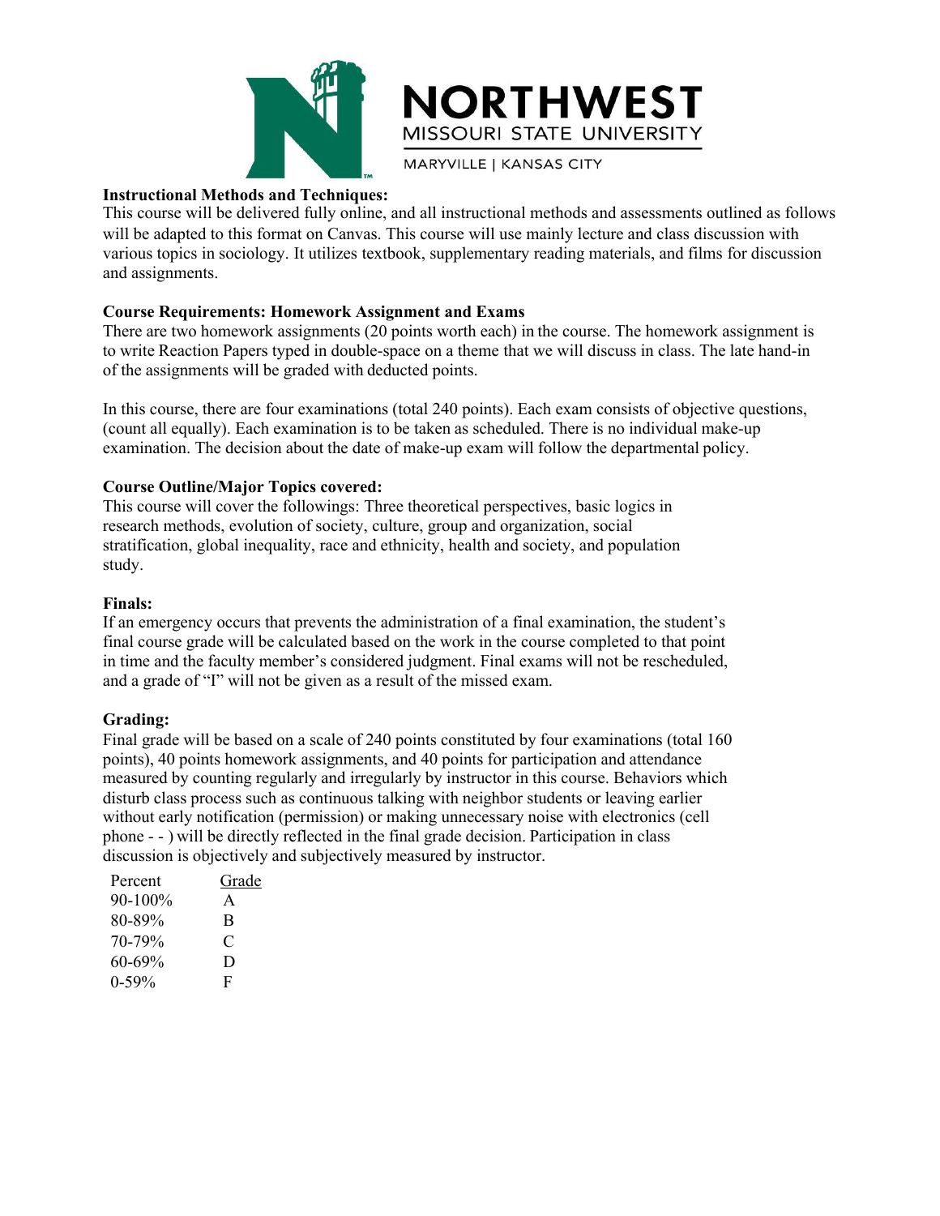**Instructional Methods and Techniques:**
This course will be delivered fully online, and all instructional methods and assessments outlined as follows will be adapted to this format on Canvas. This course will use mainly lecture and class discussion with various topics in sociology. It utilizes textbook, supplementary reading materials, and films for discussion and assignments.

**Course Requirements: Homework Assignment and Exams**
There are two homework assignments (20 points worth each) in the course. The homework assignment is to write Reaction Papers typed in double-space on a theme that we will discuss in class. The late hand-in of the assignments will be graded with deducted points.

In this course, there are four examinations (total 240 points). Each exam consists of objective questions, (count all equally). Each examination is to be taken as scheduled. There is no individual make-up examination. The decision about the date of make-up exam will follow the departmental policy.

**Course Outline/Major Topics covered:**
This course will cover the followings: Three theoretical perspectives, basic logics in research methods, evolution of society, culture, group and organization, social stratification, global inequality, race and ethnicity, health and society, and population study.

**Finals:**
If an emergency occurs that prevents the administration of a final examination, the student's final course grade will be calculated based on the work in the course completed to that point in time and the faculty member's considered judgment. Final exams will not be rescheduled, and a grade of "I" will not be given as a result of the missed exam.

**Grading:**
Final grade will be based on a scale of 240 points constituted by four examinations (total 160 points), 40 points homework assignments, and 40 points for participation and attendance measured by counting regularly and irregularly by instructor in this course. Behaviors which disturb class process such as continuous talking with neighbor students or leaving earlier without early notification (permission) or making unnecessary noise with electronics (cell phone - - ) will be directly reflected in the final grade decision. Participation in class discussion is objectively and subjectively measured by instructor.

| Percent | Grade |
|---|---|
| 90-100% | A |
| 80-89% | B |
| 70-79% | C |
| 60-69% | D |
| 0-59% | F |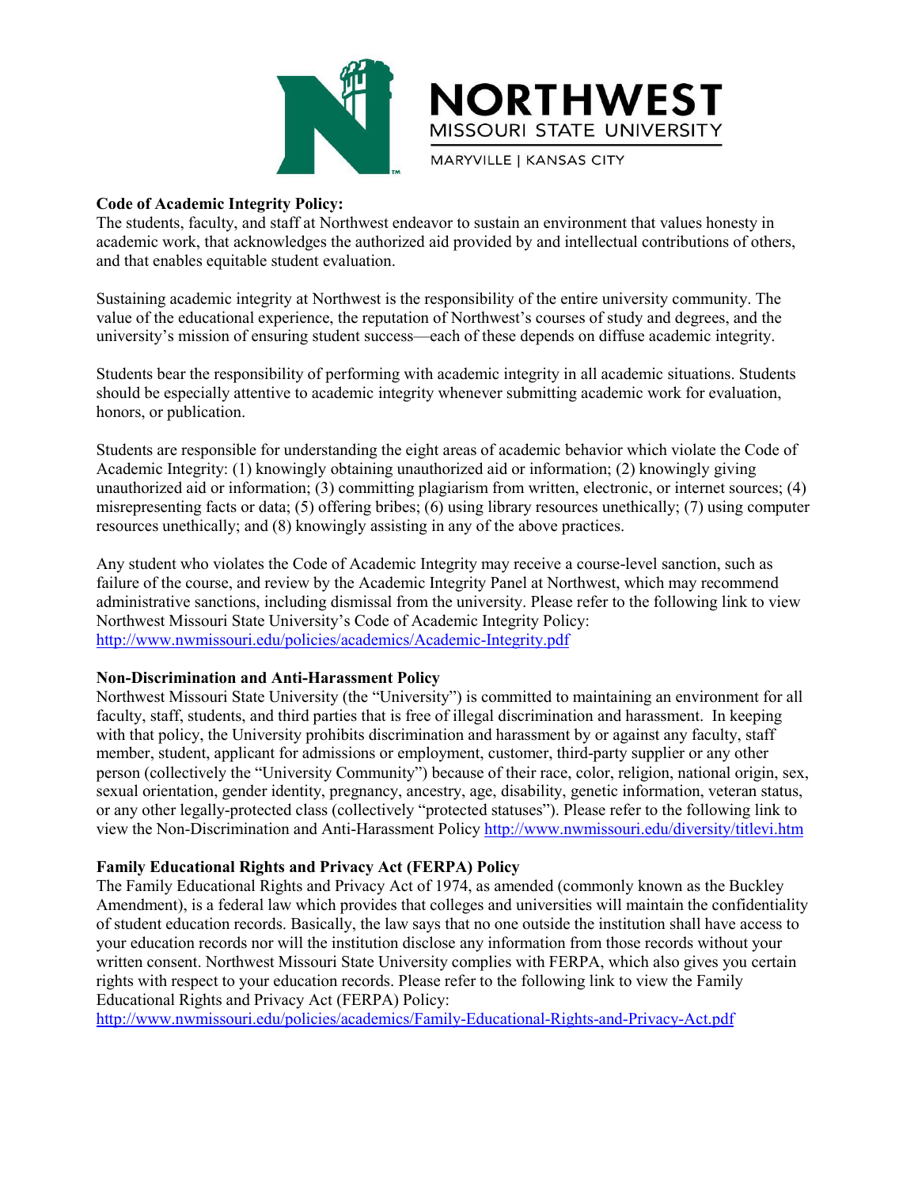**Code of Academic Integrity Policy:**

The students, faculty, and staff at Northwest endeavor to sustain an environment that values honesty in academic work, that acknowledges the authorized aid provided by and intellectual contributions of others, and that enables equitable student evaluation.

Sustaining academic integrity at Northwest is the responsibility of the entire university community. The value of the educational experience, the reputation of Northwest's courses of study and degrees, and the university's mission of ensuring student success—each of these depends on diffuse academic integrity.

Students bear the responsibility of performing with academic integrity in all academic situations. Students should be especially attentive to academic integrity whenever submitting academic work for evaluation, honors, or publication.

Students are responsible for understanding the eight areas of academic behavior which violate the Code of Academic Integrity: (1) knowingly obtaining unauthorized aid or information; (2) knowingly giving unauthorized aid or information; (3) committing plagiarism from written, electronic, or internet sources; (4) misrepresenting facts or data; (5) offering bribes; (6) using library resources unethically; (7) using computer resources unethically; and (8) knowingly assisting in any of the above practices.

Any student who violates the Code of Academic Integrity may receive a course-level sanction, such as failure of the course, and review by the Academic Integrity Panel at Northwest, which may recommend administrative sanctions, including dismissal from the university. Please refer to the following link to view Northwest Missouri State University's Code of Academic Integrity Policy: http://www.nwmissouri.edu/policies/academics/Academic-Integrity.pdf

**Non-Discrimination and Anti-Harassment Policy**

Northwest Missouri State University (the "University") is committed to maintaining an environment for all faculty, staff, students, and third parties that is free of illegal discrimination and harassment. In keeping with that policy, the University prohibits discrimination and harassment by or against any faculty, staff member, student, applicant for admissions or employment, customer, third-party supplier or any other person (collectively the "University Community") because of their race, color, religion, national origin, sex, sexual orientation, gender identity, pregnancy, ancestry, age, disability, genetic information, veteran status, or any other legally-protected class (collectively "protected statuses"). Please refer to the following link to view the Non-Discrimination and Anti-Harassment Policy http://www.nwmissouri.edu/diversity/titlevi.htm

**Family Educational Rights and Privacy Act (FERPA) Policy**

The Family Educational Rights and Privacy Act of 1974, as amended (commonly known as the Buckley Amendment), is a federal law which provides that colleges and universities will maintain the confidentiality of student education records. Basically, the law says that no one outside the institution shall have access to your education records nor will the institution disclose any information from those records without your written consent. Northwest Missouri State University complies with FERPA, which also gives you certain rights with respect to your education records. Please refer to the following link to view the Family Educational Rights and Privacy Act (FERPA) Policy:
http://www.nwmissouri.edu/policies/academics/Family-Educational-Rights-and-Privacy-Act.pdf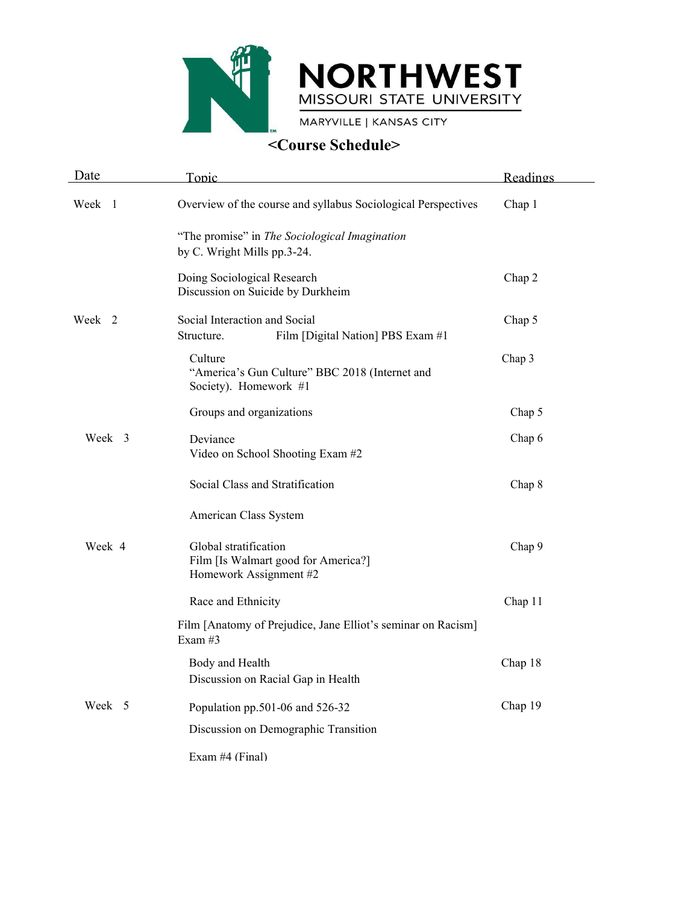# <Course Schedule>

| Date | Topic | Readings |
|---|---|---|
| Week 1 | Overview of the course and syllabus Sociological Perspectives | Chap 1 |
| | "The promise" in *The Sociological Imagination* by C. Wright Mills pp.3-24. | |
| | Doing Sociological Research<br>Discussion on Suicide by Durkheim | Chap 2 |
| Week 2 | Social Interaction and Social Structure. Film [Digital Nation] PBS Exam #1 | Chap 5 |
| | Culture<br>"America's Gun Culture" BBC 2018 (Internet and Society). Homework #1 | Chap 3 |
| | Groups and organizations | Chap 5 |
| Week 3 | Deviance<br>Video on School Shooting Exam #2 | Chap 6 |
| | Social Class and Stratification | Chap 8 |
| | American Class System | |
| Week 4 | Global stratification<br>Film [Is Walmart good for America?]<br>Homework Assignment #2 | Chap 9 |
| | Race and Ethnicity | Chap 11 |
| | Film [Anatomy of Prejudice, Jane Elliot's seminar on Racism] Exam #3 | |
| | Body and Health<br>Discussion on Racial Gap in Health | Chap 18 |
| Week 5 | Population pp.501-06 and 526-32 | Chap 19 |
| | Discussion on Demographic Transition | |
| | Exam #4 (Final) | |